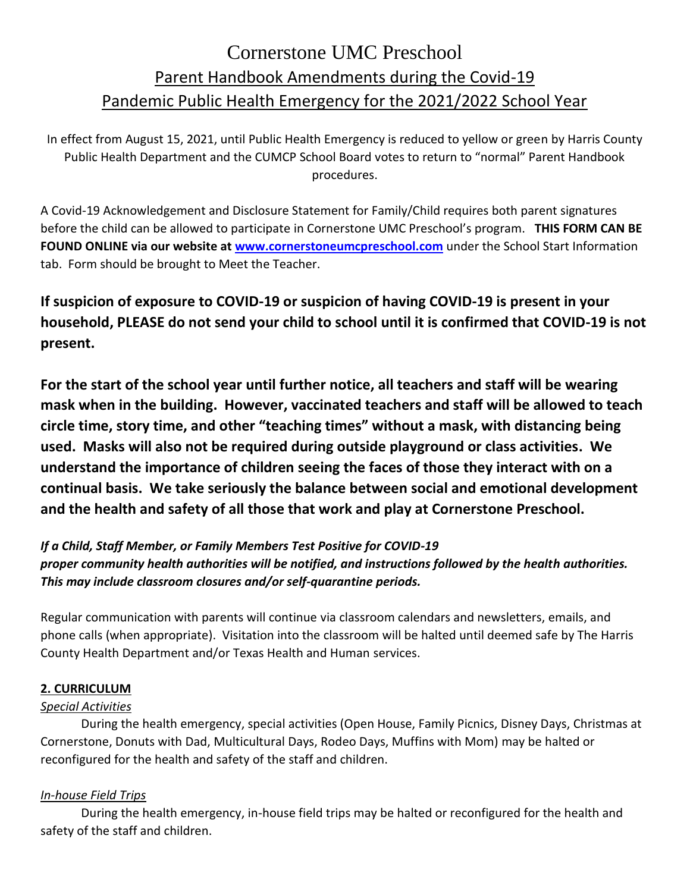# Cornerstone UMC Preschool

## Parent Handbook Amendments during the Covid-19 Pandemic Public Health Emergency for the 2021/2022 School Year

In effect from August 15, 2021, until Public Health Emergency is reduced to yellow or green by Harris County Public Health Department and the CUMCP School Board votes to return to "normal" Parent Handbook procedures.

A Covid-19 Acknowledgement and Disclosure Statement for Family/Child requires both parent signatures before the child can be allowed to participate in Cornerstone UMC Preschool's program. **THIS FORM CAN BE FOUND ONLINE via our website at [www.cornerstoneumcpreschool.com](http://www.cornerstoneumcpreschool.com)** under the School Start Information tab. Form should be brought to Meet the Teacher.

**If suspicion of exposure to COVID-19 or suspicion of having COVID-19 is present in your household, PLEASE do not send your child to school until it is confirmed that COVID-19 is not present.**

**For the start of the school year until further notice, all teachers and staff will be wearing mask when in the building. However, vaccinated teachers and staff will be allowed to teach circle time, story time, and other "teaching times" without a mask, with distancing being used. Masks will also not be required during outside playground or class activities. We understand the importance of children seeing the faces of those they interact with on a continual basis. We take seriously the balance between social and emotional development and the health and safety of all those that work and play at Cornerstone Preschool.**

***If a Child, Staff Member, or Family Members Test Positive for COVID-19***
***proper community health authorities will be notified, and instructions followed by the health authorities. This may include classroom closures and/or self-quarantine periods.***

Regular communication with parents will continue via classroom calendars and newsletters, emails, and phone calls (when appropriate). Visitation into the classroom will be halted until deemed safe by The Harris County Health Department and/or Texas Health and Human services.

### 2. CURRICULUM

*Special Activities*

During the health emergency, special activities (Open House, Family Picnics, Disney Days, Christmas at Cornerstone, Donuts with Dad, Multicultural Days, Rodeo Days, Muffins with Mom) may be halted or reconfigured for the health and safety of the staff and children.

*In-house Field Trips*

During the health emergency, in-house field trips may be halted or reconfigured for the health and safety of the staff and children.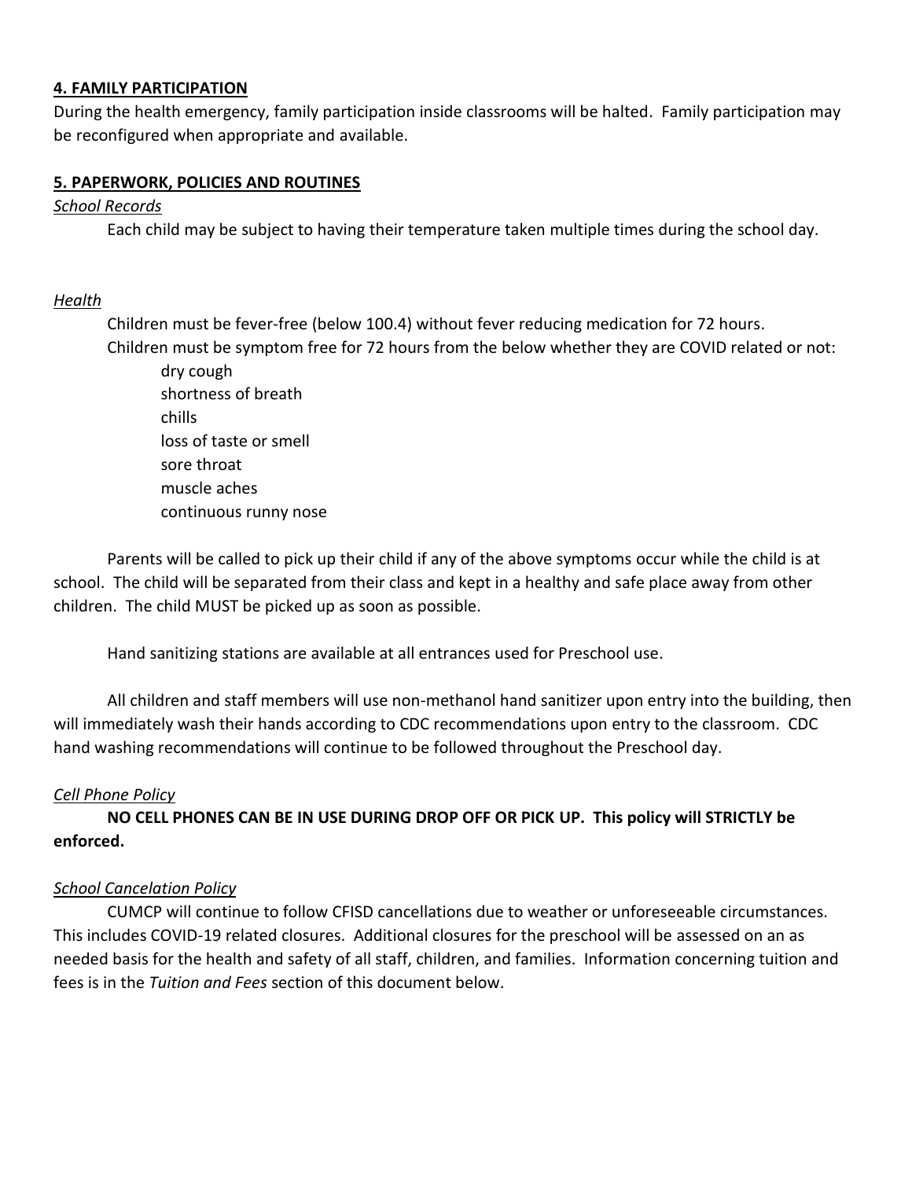**4. FAMILY PARTICIPATION**

During the health emergency, family participation inside classrooms will be halted. Family participation may be reconfigured when appropriate and available.

**5. PAPERWORK, POLICIES AND ROUTINES**

*School Records*

Each child may be subject to having their temperature taken multiple times during the school day.

*Health*

Children must be fever-free (below 100.4) without fever reducing medication for 72 hours.

Children must be symptom free for 72 hours from the below whether they are COVID related or not:

- dry cough
- shortness of breath
- chills
- loss of taste or smell
- sore throat
- muscle aches
- continuous runny nose

Parents will be called to pick up their child if any of the above symptoms occur while the child is at school. The child will be separated from their class and kept in a healthy and safe place away from other children. The child MUST be picked up as soon as possible.

Hand sanitizing stations are available at all entrances used for Preschool use.

All children and staff members will use non-methanol hand sanitizer upon entry into the building, then will immediately wash their hands according to CDC recommendations upon entry to the classroom. CDC hand washing recommendations will continue to be followed throughout the Preschool day.

*Cell Phone Policy*

**NO CELL PHONES CAN BE IN USE DURING DROP OFF OR PICK UP. This policy will STRICTLY be enforced.**

*School Cancelation Policy*

CUMCP will continue to follow CFISD cancellations due to weather or unforeseeable circumstances. This includes COVID-19 related closures. Additional closures for the preschool will be assessed on an as needed basis for the health and safety of all staff, children, and families. Information concerning tuition and fees is in the *Tuition and Fees* section of this document below.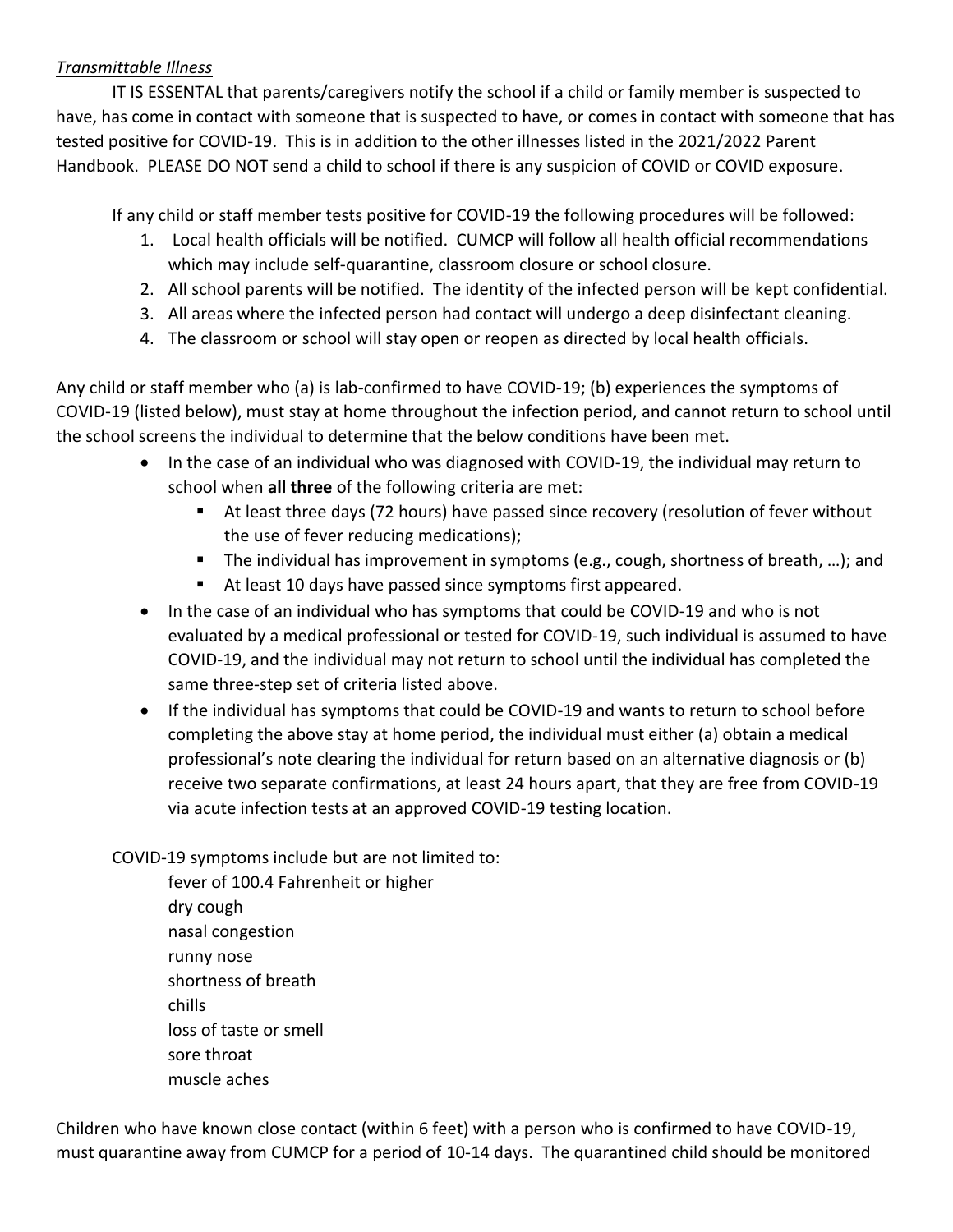*Transmittable Illness*

IT IS ESSENTIAL that parents/caregivers notify the school if a child or family member is suspected to have, has come in contact with someone that is suspected to have, or comes in contact with someone that has tested positive for COVID-19. This is in addition to the other illnesses listed in the 2021/2022 Parent Handbook. PLEASE DO NOT send a child to school if there is any suspicion of COVID or COVID exposure.

If any child or staff member tests positive for COVID-19 the following procedures will be followed:

1. Local health officials will be notified. CUMCP will follow all health official recommendations which may include self-quarantine, classroom closure or school closure.
2. All school parents will be notified. The identity of the infected person will be kept confidential.
3. All areas where the infected person had contact will undergo a deep disinfectant cleaning.
4. The classroom or school will stay open or reopen as directed by local health officials.

Any child or staff member who (a) is lab-confirmed to have COVID-19; (b) experiences the symptoms of COVID-19 (listed below), must stay at home throughout the infection period, and cannot return to school until the school screens the individual to determine that the below conditions have been met.

- In the case of an individual who was diagnosed with COVID-19, the individual may return to school when **all three** of the following criteria are met:
  - At least three days (72 hours) have passed since recovery (resolution of fever without the use of fever reducing medications);
  - The individual has improvement in symptoms (e.g., cough, shortness of breath, …); and
  - At least 10 days have passed since symptoms first appeared.
- In the case of an individual who has symptoms that could be COVID-19 and who is not evaluated by a medical professional or tested for COVID-19, such individual is assumed to have COVID-19, and the individual may not return to school until the individual has completed the same three-step set of criteria listed above.
- If the individual has symptoms that could be COVID-19 and wants to return to school before completing the above stay at home period, the individual must either (a) obtain a medical professional's note clearing the individual for return based on an alternative diagnosis or (b) receive two separate confirmations, at least 24 hours apart, that they are free from COVID-19 via acute infection tests at an approved COVID-19 testing location.

COVID-19 symptoms include but are not limited to:

fever of 100.4 Fahrenheit or higher
dry cough
nasal congestion
runny nose
shortness of breath
chills
loss of taste or smell
sore throat
muscle aches

Children who have known close contact (within 6 feet) with a person who is confirmed to have COVID-19, must quarantine away from CUMCP for a period of 10-14 days. The quarantined child should be monitored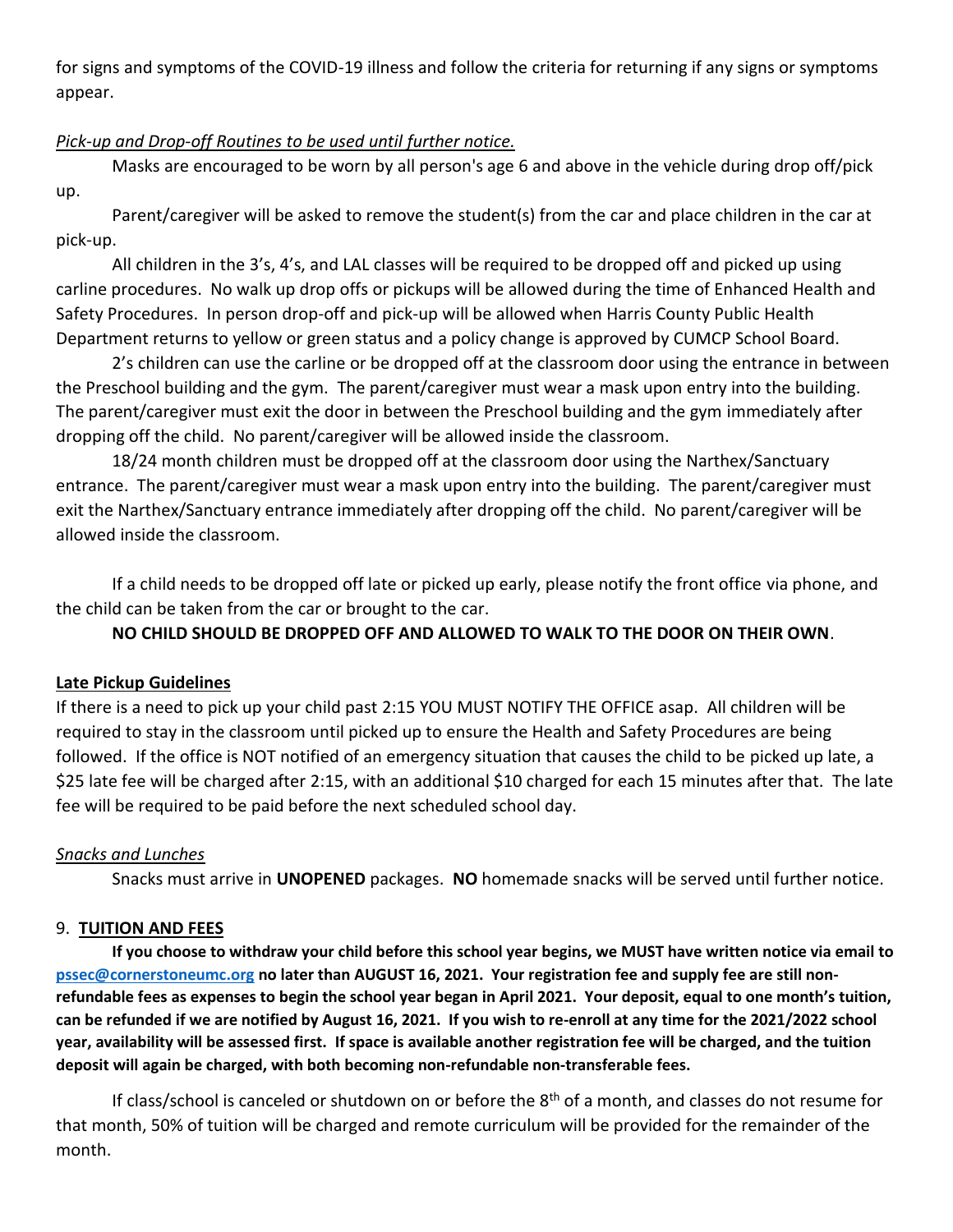for signs and symptoms of the COVID-19 illness and follow the criteria for returning if any signs or symptoms appear.

*Pick-up and Drop-off Routines to be used until further notice.*

Masks are encouraged to be worn by all person's age 6 and above in the vehicle during drop off/pick up.

Parent/caregiver will be asked to remove the student(s) from the car and place children in the car at pick-up.

All children in the 3's, 4's, and LAL classes will be required to be dropped off and picked up using carline procedures. No walk up drop offs or pickups will be allowed during the time of Enhanced Health and Safety Procedures. In person drop-off and pick-up will be allowed when Harris County Public Health Department returns to yellow or green status and a policy change is approved by CUMCP School Board.

2's children can use the carline or be dropped off at the classroom door using the entrance in between the Preschool building and the gym. The parent/caregiver must wear a mask upon entry into the building. The parent/caregiver must exit the door in between the Preschool building and the gym immediately after dropping off the child. No parent/caregiver will be allowed inside the classroom.

18/24 month children must be dropped off at the classroom door using the Narthex/Sanctuary entrance. The parent/caregiver must wear a mask upon entry into the building. The parent/caregiver must exit the Narthex/Sanctuary entrance immediately after dropping off the child. No parent/caregiver will be allowed inside the classroom.

If a child needs to be dropped off late or picked up early, please notify the front office via phone, and the child can be taken from the car or brought to the car.

**NO CHILD SHOULD BE DROPPED OFF AND ALLOWED TO WALK TO THE DOOR ON THEIR OWN**.

**Late Pickup Guidelines**

If there is a need to pick up your child past 2:15 YOU MUST NOTIFY THE OFFICE asap. All children will be required to stay in the classroom until picked up to ensure the Health and Safety Procedures are being followed. If the office is NOT notified of an emergency situation that causes the child to be picked up late, a $25 late fee will be charged after 2:15, with an additional $10 charged for each 15 minutes after that. The late fee will be required to be paid before the next scheduled school day.

*Snacks and Lunches*

Snacks must arrive in **UNOPENED** packages. **NO** homemade snacks will be served until further notice.

## 9. TUITION AND FEES

**If you choose to withdraw your child before this school year begins, we MUST have written notice via email to pssec@cornerstoneumc.org no later than AUGUST 16, 2021. Your registration fee and supply fee are still non-refundable fees as expenses to begin the school year began in April 2021. Your deposit, equal to one month's tuition, can be refunded if we are notified by August 16, 2021. If you wish to re-enroll at any time for the 2021/2022 school year, availability will be assessed first. If space is available another registration fee will be charged, and the tuition deposit will again be charged, with both becoming non-refundable non-transferable fees.**

If class/school is canceled or shutdown on or before the 8th of a month, and classes do not resume for that month, 50% of tuition will be charged and remote curriculum will be provided for the remainder of the month.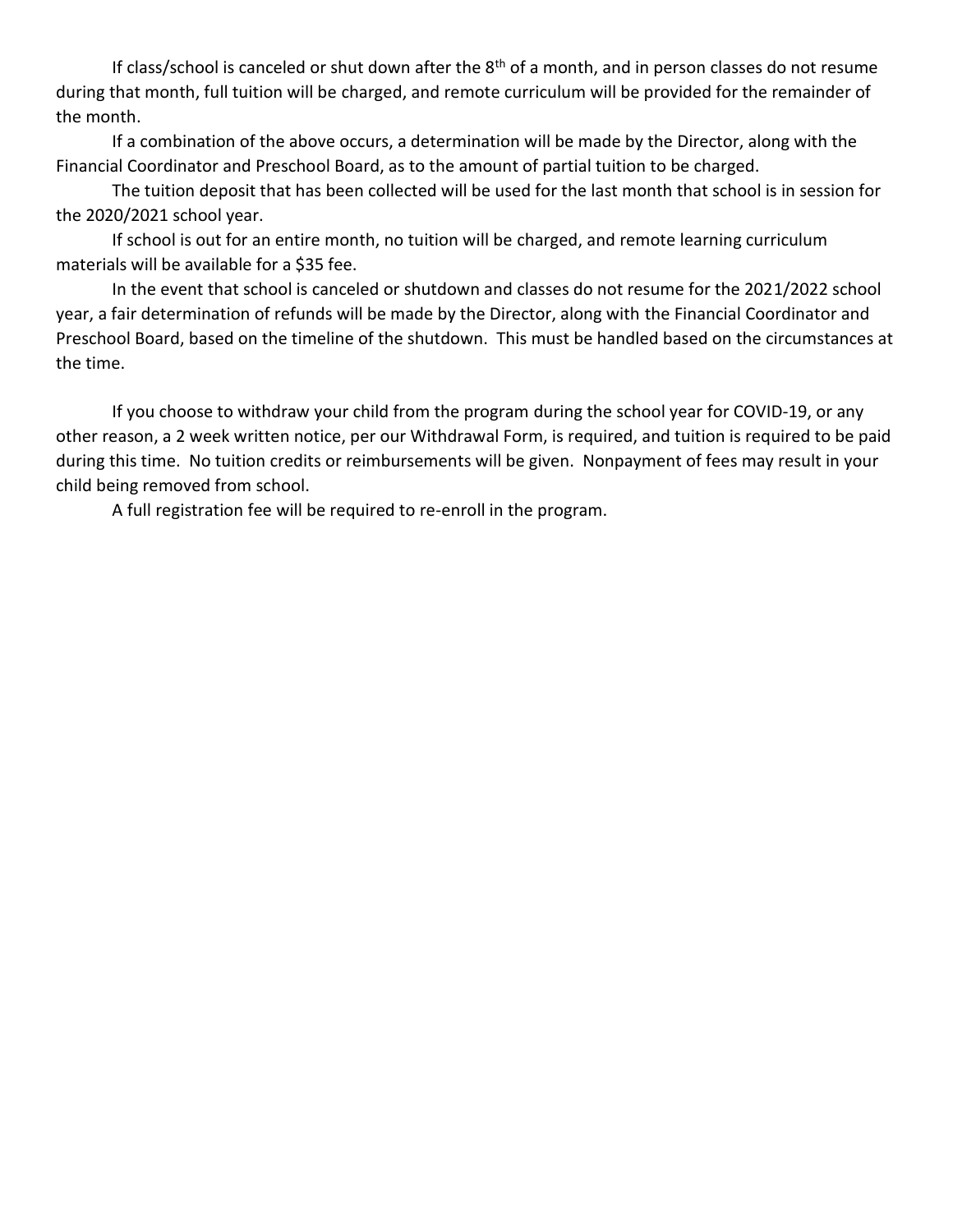If class/school is canceled or shut down after the 8th of a month, and in person classes do not resume during that month, full tuition will be charged, and remote curriculum will be provided for the remainder of the month.

If a combination of the above occurs, a determination will be made by the Director, along with the Financial Coordinator and Preschool Board, as to the amount of partial tuition to be charged.

The tuition deposit that has been collected will be used for the last month that school is in session for the 2020/2021 school year.

If school is out for an entire month, no tuition will be charged, and remote learning curriculum materials will be available for a $35 fee.

In the event that school is canceled or shutdown and classes do not resume for the 2021/2022 school year, a fair determination of refunds will be made by the Director, along with the Financial Coordinator and Preschool Board, based on the timeline of the shutdown. This must be handled based on the circumstances at the time.

If you choose to withdraw your child from the program during the school year for COVID-19, or any other reason, a 2 week written notice, per our Withdrawal Form, is required, and tuition is required to be paid during this time. No tuition credits or reimbursements will be given. Nonpayment of fees may result in your child being removed from school.

A full registration fee will be required to re-enroll in the program.